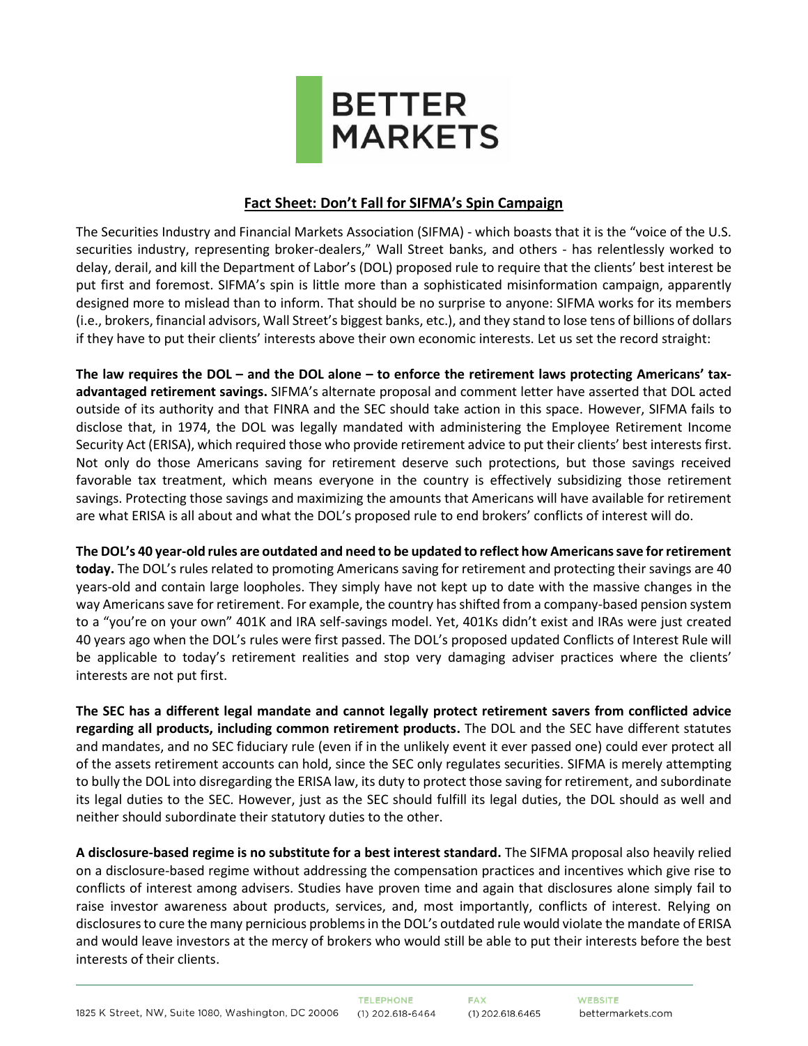BETTER MARKETS

## Fact Sheet: Don't Fall for SIFMA's Spin Campaign

The Securities Industry and Financial Markets Association (SIFMA) - which boasts that it is the "voice of the U.S. securities industry, representing broker-dealers," Wall Street banks, and others - has relentlessly worked to delay, derail, and kill the Department of Labor's (DOL) proposed rule to require that the clients' best interest be put first and foremost. SIFMA's spin is little more than a sophisticated misinformation campaign, apparently designed more to mislead than to inform. That should be no surprise to anyone: SIFMA works for its members (i.e., brokers, financial advisors, Wall Street's biggest banks, etc.), and they stand to lose tens of billions of dollars if they have to put their clients' interests above their own economic interests. Let us set the record straight:

**The law requires the DOL – and the DOL alone – to enforce the retirement laws protecting Americans' tax-advantaged retirement savings.** SIFMA's alternate proposal and comment letter have asserted that DOL acted outside of its authority and that FINRA and the SEC should take action in this space. However, SIFMA fails to disclose that, in 1974, the DOL was legally mandated with administering the Employee Retirement Income Security Act (ERISA), which required those who provide retirement advice to put their clients' best interests first. Not only do those Americans saving for retirement deserve such protections, but those savings received favorable tax treatment, which means everyone in the country is effectively subsidizing those retirement savings. Protecting those savings and maximizing the amounts that Americans will have available for retirement are what ERISA is all about and what the DOL's proposed rule to end brokers' conflicts of interest will do.

**The DOL's 40 year-old rules are outdated and need to be updated to reflect how Americans save for retirement today.** The DOL's rules related to promoting Americans saving for retirement and protecting their savings are 40 years-old and contain large loopholes. They simply have not kept up to date with the massive changes in the way Americans save for retirement. For example, the country has shifted from a company-based pension system to a "you're on your own" 401K and IRA self-savings model. Yet, 401Ks didn't exist and IRAs were just created 40 years ago when the DOL's rules were first passed. The DOL's proposed updated Conflicts of Interest Rule will be applicable to today's retirement realities and stop very damaging adviser practices where the clients' interests are not put first.

**The SEC has a different legal mandate and cannot legally protect retirement savers from conflicted advice regarding all products, including common retirement products.** The DOL and the SEC have different statutes and mandates, and no SEC fiduciary rule (even if in the unlikely event it ever passed one) could ever protect all of the assets retirement accounts can hold, since the SEC only regulates securities. SIFMA is merely attempting to bully the DOL into disregarding the ERISA law, its duty to protect those saving for retirement, and subordinate its legal duties to the SEC. However, just as the SEC should fulfill its legal duties, the DOL should as well and neither should subordinate their statutory duties to the other.

**A disclosure-based regime is no substitute for a best interest standard.** The SIFMA proposal also heavily relied on a disclosure-based regime without addressing the compensation practices and incentives which give rise to conflicts of interest among advisers. Studies have proven time and again that disclosures alone simply fail to raise investor awareness about products, services, and, most importantly, conflicts of interest. Relying on disclosures to cure the many pernicious problems in the DOL's outdated rule would violate the mandate of ERISA and would leave investors at the mercy of brokers who would still be able to put their interests before the best interests of their clients.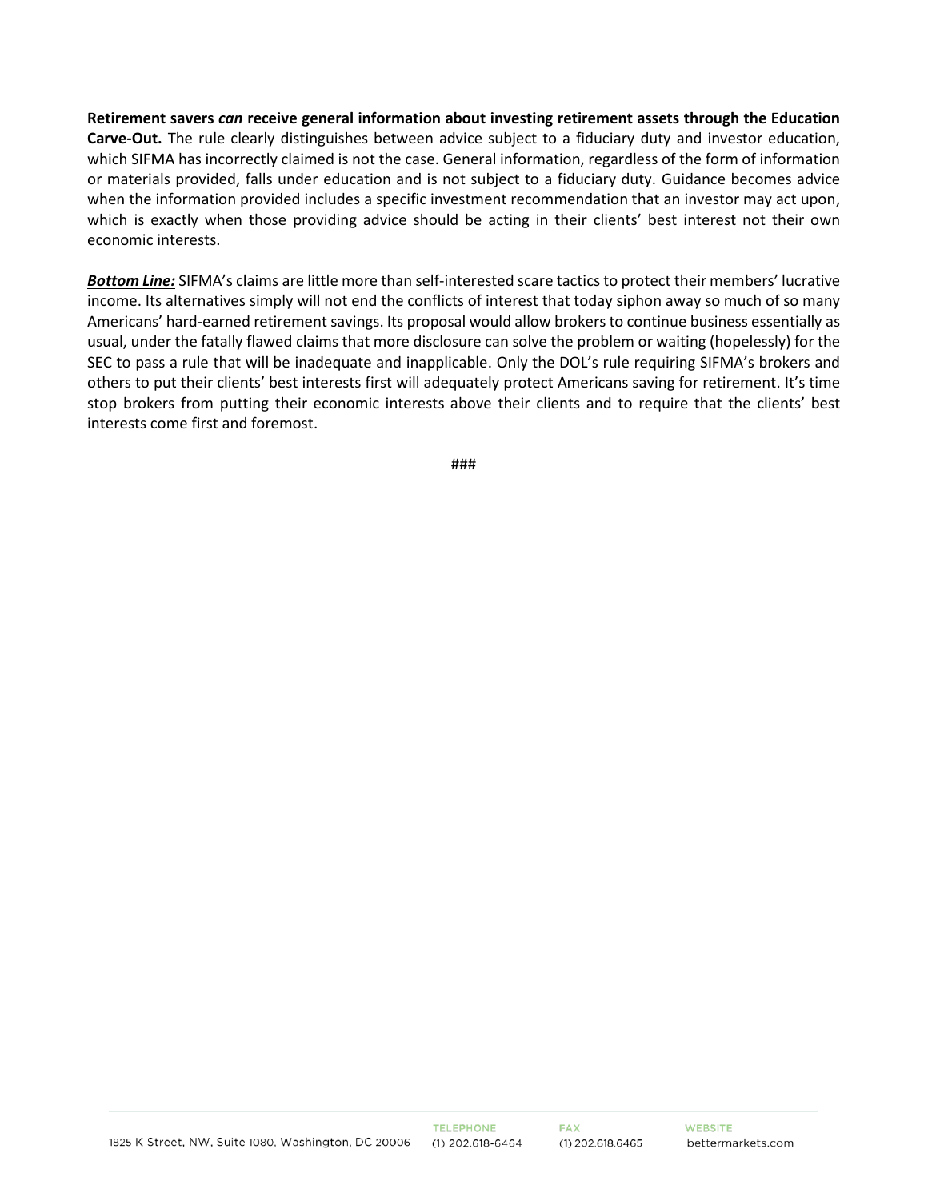**Retirement savers *can* receive general information about investing retirement assets through the Education Carve-Out.** The rule clearly distinguishes between advice subject to a fiduciary duty and investor education, which SIFMA has incorrectly claimed is not the case. General information, regardless of the form of information or materials provided, falls under education and is not subject to a fiduciary duty. Guidance becomes advice when the information provided includes a specific investment recommendation that an investor may act upon, which is exactly when those providing advice should be acting in their clients' best interest not their own economic interests.

***Bottom Line:*** SIFMA's claims are little more than self-interested scare tactics to protect their members' lucrative income. Its alternatives simply will not end the conflicts of interest that today siphon away so much of so many Americans' hard-earned retirement savings. Its proposal would allow brokers to continue business essentially as usual, under the fatally flawed claims that more disclosure can solve the problem or waiting (hopelessly) for the SEC to pass a rule that will be inadequate and inapplicable. Only the DOL's rule requiring SIFMA's brokers and others to put their clients' best interests first will adequately protect Americans saving for retirement. It's time stop brokers from putting their economic interests above their clients and to require that the clients' best interests come first and foremost.

###